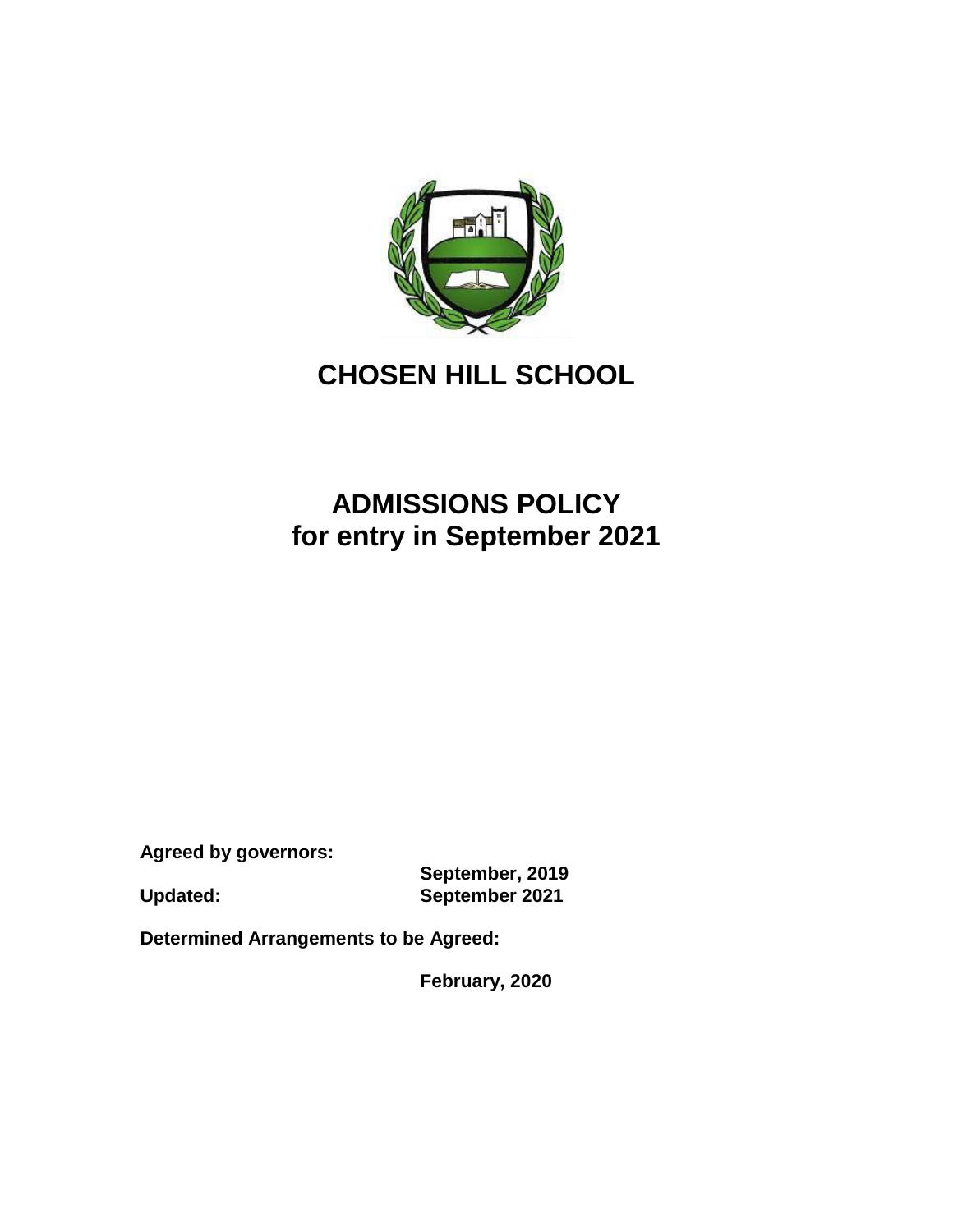# CHOSEN HILL SCHOOL

# ADMISSIONS POLICY
# for entry in September 2021

**Agreed by governors:** **September, 2019**

**Updated:** **September 2021**

**Determined Arrangements to be Agreed:** **February, 2020**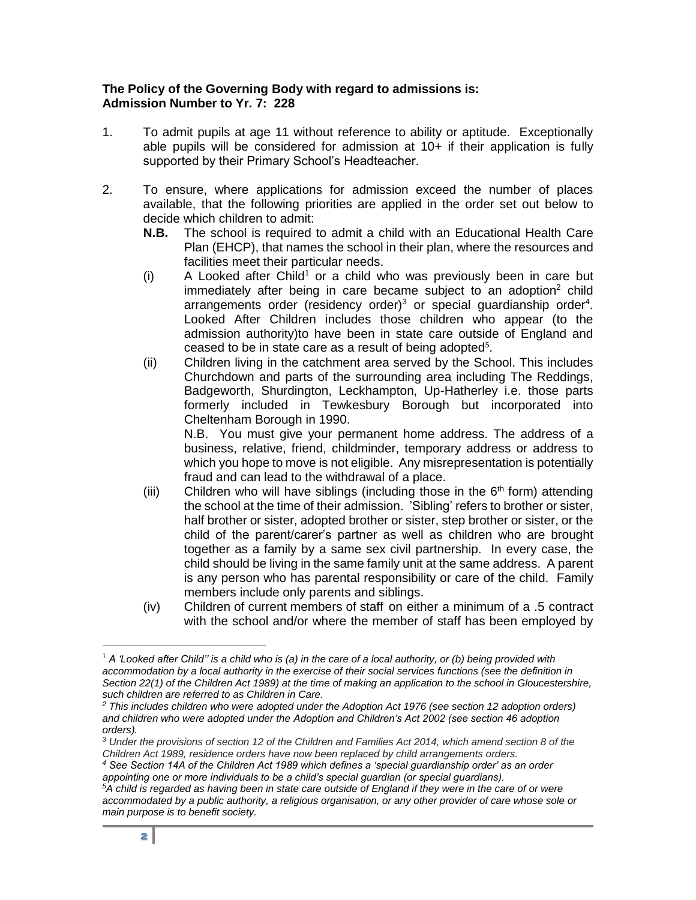**The Policy of the Governing Body with regard to admissions is:**
**Admission Number to Yr. 7: 228**

1. To admit pupils at age 11 without reference to ability or aptitude. Exceptionally able pupils will be considered for admission at 10+ if their application is fully supported by their Primary School's Headteacher.

2. To ensure, where applications for admission exceed the number of places available, that the following priorities are applied in the order set out below to decide which children to admit:

   **N.B.** The school is required to admit a child with an Educational Health Care Plan (EHCP), that names the school in their plan, where the resources and facilities meet their particular needs.

   (i) A Looked after Child[1] or a child who was previously been in care but immediately after being in care became subject to an adoption[2] child arrangements order (residency order)[3] or special guardianship order[4]. Looked After Children includes those children who appear (to the admission authority)to have been in state care outside of England and ceased to be in state care as a result of being adopted[5].

   (ii) Children living in the catchment area served by the School. This includes Churchdown and parts of the surrounding area including The Reddings, Badgeworth, Shurdington, Leckhampton, Up-Hatherley i.e. those parts formerly included in Tewkesbury Borough but incorporated into Cheltenham Borough in 1990.

   N.B. You must give your permanent home address. The address of a business, relative, friend, childminder, temporary address or address to which you hope to move is not eligible. Any misrepresentation is potentially fraud and can lead to the withdrawal of a place.

   (iii) Children who will have siblings (including those in the 6th form) attending the school at the time of their admission. 'Sibling' refers to brother or sister, half brother or sister, adopted brother or sister, step brother or sister, or the child of the parent/carer's partner as well as children who are brought together as a family by a same sex civil partnership. In every case, the child should be living in the same family unit at the same address. A parent is any person who has parental responsibility or care of the child. Family members include only parents and siblings.

   (iv) Children of current members of staff on either a minimum of a .5 contract with the school and/or where the member of staff has been employed by

---

[1] *A 'Looked after Child'' is a child who is (a) in the care of a local authority, or (b) being provided with accommodation by a local authority in the exercise of their social services functions (see the definition in Section 22(1) of the Children Act 1989) at the time of making an application to the school in Gloucestershire, such children are referred to as Children in Care.*

[2] *This includes children who were adopted under the Adoption Act 1976 (see section 12 adoption orders) and children who were adopted under the Adoption and Children's Act 2002 (see section 46 adoption orders).*

[3] *Under the provisions of section 12 of the Children and Families Act 2014, which amend section 8 of the Children Act 1989, residence orders have now been replaced by child arrangements orders.*

[4] *See Section 14A of the Children Act 1989 which defines a 'special guardianship order' as an order appointing one or more individuals to be a child's special guardian (or special guardians).*

[5] *A child is regarded as having been in state care outside of England if they were in the care of or were accommodated by a public authority, a religious organisation, or any other provider of care whose sole or main purpose is to benefit society.*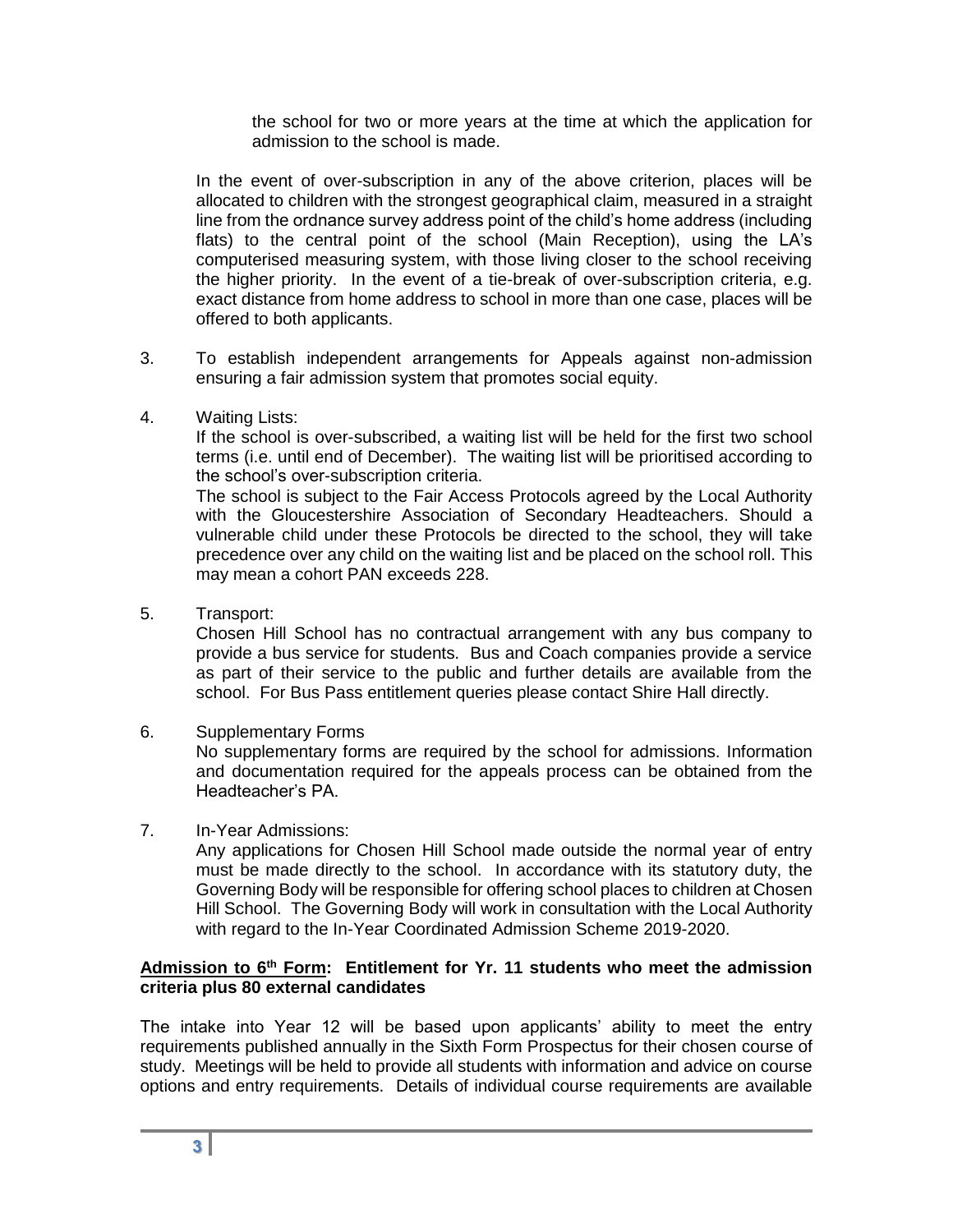the school for two or more years at the time at which the application for admission to the school is made.

In the event of over-subscription in any of the above criterion, places will be allocated to children with the strongest geographical claim, measured in a straight line from the ordnance survey address point of the child's home address (including flats) to the central point of the school (Main Reception), using the LA's computerised measuring system, with those living closer to the school receiving the higher priority. In the event of a tie-break of over-subscription criteria, e.g. exact distance from home address to school in more than one case, places will be offered to both applicants.

3. To establish independent arrangements for Appeals against non-admission ensuring a fair admission system that promotes social equity.

4. Waiting Lists:
   If the school is over-subscribed, a waiting list will be held for the first two school terms (i.e. until end of December). The waiting list will be prioritised according to the school's over-subscription criteria.
   The school is subject to the Fair Access Protocols agreed by the Local Authority with the Gloucestershire Association of Secondary Headteachers. Should a vulnerable child under these Protocols be directed to the school, they will take precedence over any child on the waiting list and be placed on the school roll. This may mean a cohort PAN exceeds 228.

5. Transport:
   Chosen Hill School has no contractual arrangement with any bus company to provide a bus service for students. Bus and Coach companies provide a service as part of their service to the public and further details are available from the school. For Bus Pass entitlement queries please contact Shire Hall directly.

6. Supplementary Forms
   No supplementary forms are required by the school for admissions. Information and documentation required for the appeals process can be obtained from the Headteacher's PA.

7. In-Year Admissions:
   Any applications for Chosen Hill School made outside the normal year of entry must be made directly to the school. In accordance with its statutory duty, the Governing Body will be responsible for offering school places to children at Chosen Hill School. The Governing Body will work in consultation with the Local Authority with regard to the In-Year Coordinated Admission Scheme 2019-2020.

**<u>Admission to 6th Form</u>: Entitlement for Yr. 11 students who meet the admission criteria plus 80 external candidates**

The intake into Year 12 will be based upon applicants' ability to meet the entry requirements published annually in the Sixth Form Prospectus for their chosen course of study. Meetings will be held to provide all students with information and advice on course options and entry requirements. Details of individual course requirements are available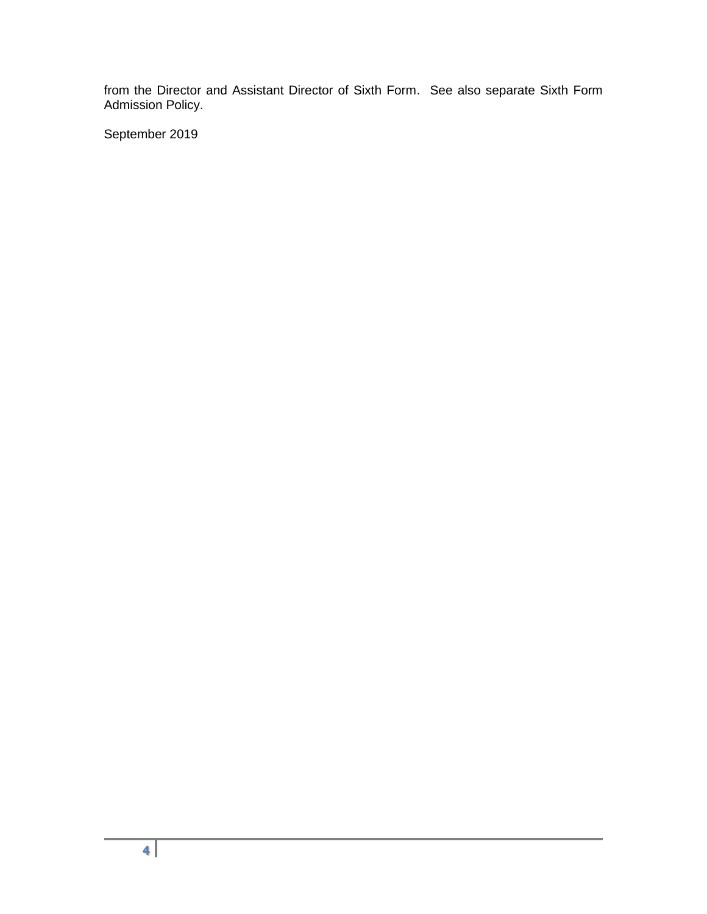from the Director and Assistant Director of Sixth Form. See also separate Sixth Form Admission Policy.

September 2019